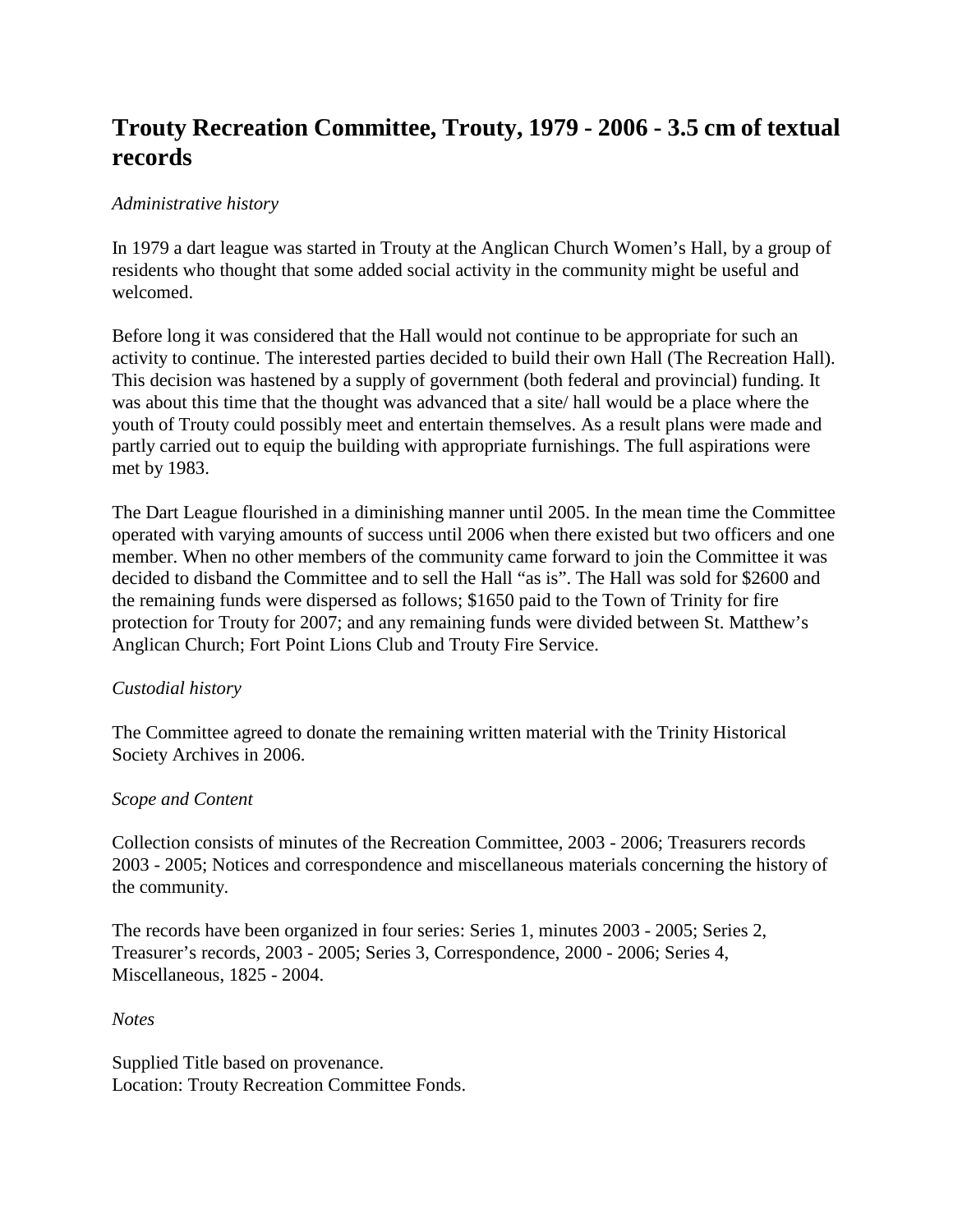# Trouty Recreation Committee, Trouty, 1979 - 2006 - 3.5 cm of textual records

*Administrative history*

In 1979 a dart league was started in Trouty at the Anglican Church Women's Hall, by a group of residents who thought that some added social activity in the community might be useful and welcomed.

Before long it was considered that the Hall would not continue to be appropriate for such an activity to continue. The interested parties decided to build their own Hall (The Recreation Hall). This decision was hastened by a supply of government (both federal and provincial) funding. It was about this time that the thought was advanced that a site/ hall would be a place where the youth of Trouty could possibly meet and entertain themselves. As a result plans were made and partly carried out to equip the building with appropriate furnishings. The full aspirations were met by 1983.

The Dart League flourished in a diminishing manner until 2005. In the mean time the Committee operated with varying amounts of success until 2006 when there existed but two officers and one member. When no other members of the community came forward to join the Committee it was decided to disband the Committee and to sell the Hall "as is". The Hall was sold for $2600 and the remaining funds were dispersed as follows; $1650 paid to the Town of Trinity for fire protection for Trouty for 2007; and any remaining funds were divided between St. Matthew's Anglican Church; Fort Point Lions Club and Trouty Fire Service.

*Custodial history*

The Committee agreed to donate the remaining written material with the Trinity Historical Society Archives in 2006.

*Scope and Content*

Collection consists of minutes of the Recreation Committee, 2003 - 2006; Treasurers records 2003 - 2005; Notices and correspondence and miscellaneous materials concerning the history of the community.

The records have been organized in four series: Series 1, minutes 2003 - 2005; Series 2, Treasurer's records, 2003 - 2005; Series 3, Correspondence, 2000 - 2006; Series 4, Miscellaneous, 1825 - 2004.

*Notes*

Supplied Title based on provenance.  
Location: Trouty Recreation Committee Fonds.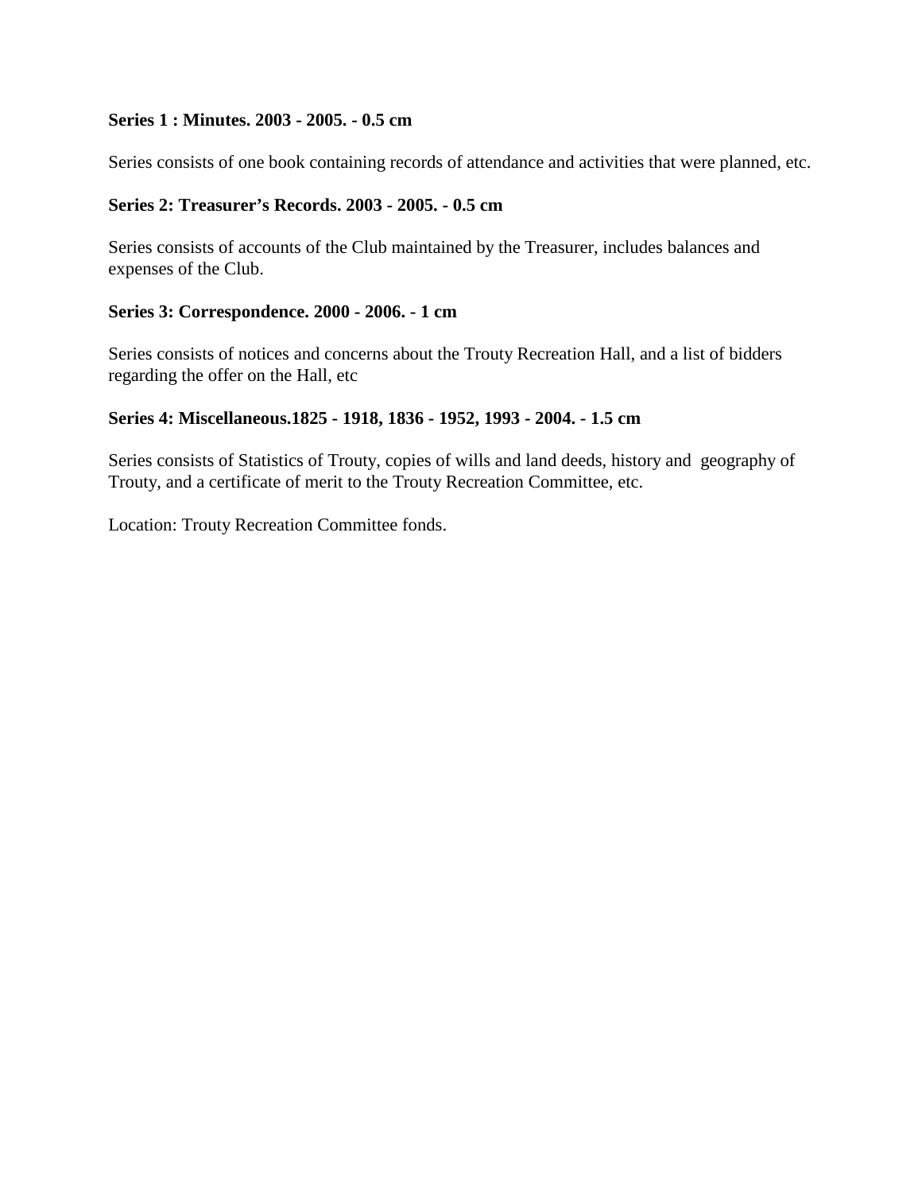**Series 1 : Minutes. 2003 - 2005. - 0.5 cm**

Series consists of one book containing records of attendance and activities that were planned, etc.

**Series 2: Treasurer's Records. 2003 - 2005. - 0.5 cm**

Series consists of accounts of the Club maintained by the Treasurer, includes balances and expenses of the Club.

**Series 3: Correspondence. 2000 - 2006. - 1 cm**

Series consists of notices and concerns about the Trouty Recreation Hall, and a list of bidders regarding the offer on the Hall, etc

**Series 4: Miscellaneous.1825 - 1918, 1836 - 1952, 1993 - 2004. - 1.5 cm**

Series consists of Statistics of Trouty, copies of wills and land deeds, history and geography of Trouty, and a certificate of merit to the Trouty Recreation Committee, etc.

Location: Trouty Recreation Committee fonds.